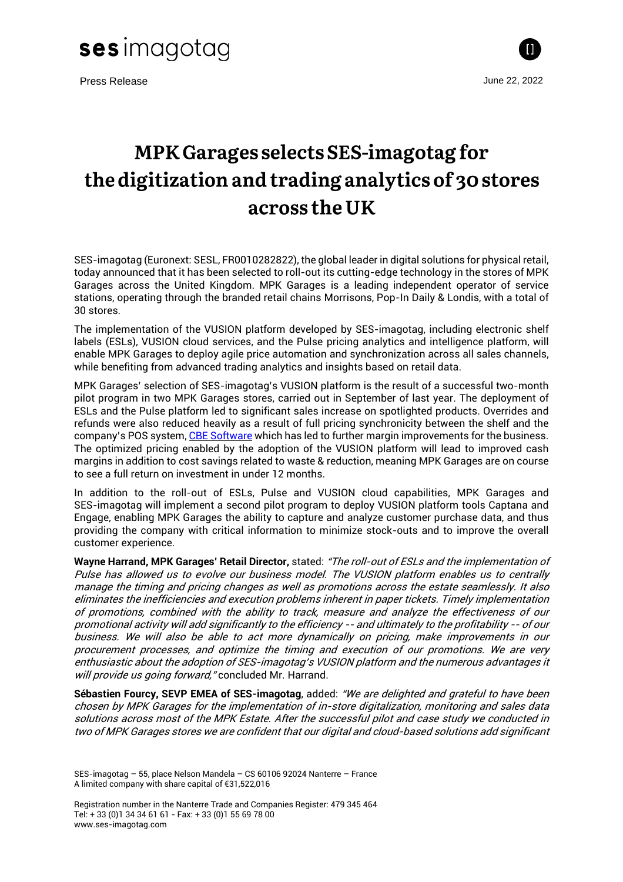Press Release

June 22, 2022

# MPK Garages selects SES-imagotag for the digitization and trading analytics of 30 stores across the UK

SES-imagotag (Euronext: SESL, FR0010282822), the global leader in digital solutions for physical retail, today announced that it has been selected to roll-out its cutting-edge technology in the stores of MPK Garages across the United Kingdom. MPK Garages is a leading independent operator of service stations, operating through the branded retail chains Morrisons, Pop-In Daily & Londis, with a total of 30 stores.

The implementation of the VUSION platform developed by SES-imagotag, including electronic shelf labels (ESLs), VUSION cloud services, and the Pulse pricing analytics and intelligence platform, will enable MPK Garages to deploy agile price automation and synchronization across all sales channels, while benefiting from advanced trading analytics and insights based on retail data.

MPK Garages' selection of SES-imagotag's VUSION platform is the result of a successful two-month pilot program in two MPK Garages stores, carried out in September of last year. The deployment of ESLs and the Pulse platform led to significant sales increase on spotlighted products. Overrides and refunds were also reduced heavily as a result of full pricing synchronicity between the shelf and the company's POS system, CBE Software which has led to further margin improvements for the business. The optimized pricing enabled by the adoption of the VUSION platform will lead to improved cash margins in addition to cost savings related to waste & reduction, meaning MPK Garages are on course to see a full return on investment in under 12 months.

In addition to the roll-out of ESLs, Pulse and VUSION cloud capabilities, MPK Garages and SES-imagotag will implement a second pilot program to deploy VUSION platform tools Captana and Engage, enabling MPK Garages the ability to capture and analyze customer purchase data, and thus providing the company with critical information to minimize stock-outs and to improve the overall customer experience.

**Wayne Harrand, MPK Garages' Retail Director,** stated: *"The roll-out of ESLs and the implementation of Pulse has allowed us to evolve our business model. The VUSION platform enables us to centrally manage the timing and pricing changes as well as promotions across the estate seamlessly. It also eliminates the inefficiencies and execution problems inherent in paper tickets. Timely implementation of promotions, combined with the ability to track, measure and analyze the effectiveness of our promotional activity will add significantly to the efficiency -- and ultimately to the profitability -- of our business. We will also be able to act more dynamically on pricing, make improvements in our procurement processes, and optimize the timing and execution of our promotions. We are very enthusiastic about the adoption of SES-imagotag's VUSION platform and the numerous advantages it will provide us going forward,"* concluded Mr. Harrand.

**Sébastien Fourcy, SEVP EMEA of SES-imagotag**, added: *"We are delighted and grateful to have been chosen by MPK Garages for the implementation of in-store digitalization, monitoring and sales data solutions across most of the MPK Estate. After the successful pilot and case study we conducted in two of MPK Garages stores we are confident that our digital and cloud-based solutions add significant*

SES-imagotag – 55, place Nelson Mandela – CS 60106 92024 Nanterre – France
A limited company with share capital of €31,522,016

Registration number in the Nanterre Trade and Companies Register: 479 345 464
Tel: + 33 (0)1 34 34 61 61 - Fax: + 33 (0)1 55 69 78 00
www.ses-imagotag.com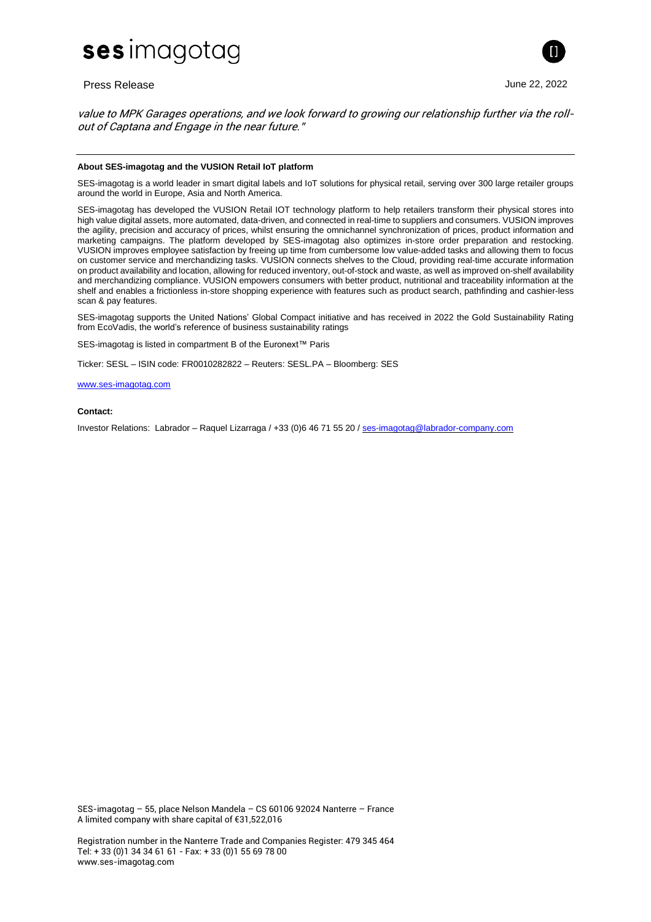*value to MPK Garages operations, and we look forward to growing our relationship further via the roll-out of Captana and Engage in the near future."*

---

**About SES-imagotag and the VUSION Retail IoT platform**

SES-imagotag is a world leader in smart digital labels and IoT solutions for physical retail, serving over 300 large retailer groups around the world in Europe, Asia and North America.

SES-imagotag has developed the VUSION Retail IOT technology platform to help retailers transform their physical stores into high value digital assets, more automated, data-driven, and connected in real-time to suppliers and consumers. VUSION improves the agility, precision and accuracy of prices, whilst ensuring the omnichannel synchronization of prices, product information and marketing campaigns. The platform developed by SES-imagotag also optimizes in-store order preparation and restocking. VUSION improves employee satisfaction by freeing up time from cumbersome low value-added tasks and allowing them to focus on customer service and merchandizing tasks. VUSION connects shelves to the Cloud, providing real-time accurate information on product availability and location, allowing for reduced inventory, out-of-stock and waste, as well as improved on-shelf availability and merchandizing compliance. VUSION empowers consumers with better product, nutritional and traceability information at the shelf and enables a frictionless in-store shopping experience with features such as product search, pathfinding and cashier-less scan & pay features.

SES-imagotag supports the United Nations' Global Compact initiative and has received in 2022 the Gold Sustainability Rating from EcoVadis, the world's reference of business sustainability ratings

SES-imagotag is listed in compartment B of the Euronext™ Paris

Ticker: SESL – ISIN code: FR0010282822 – Reuters: SESL.PA – Bloomberg: SES

[www.ses-imagotag.com](http://www.ses-imagotag.com)

**Contact:**

Investor Relations: Labrador – Raquel Lizarraga / +33 (0)6 46 71 55 20 / [ses-imagotag@labrador-company.com](mailto:ses-imagotag@labrador-company.com)

SES-imagotag – 55, place Nelson Mandela – CS 60106 92024 Nanterre – France
A limited company with share capital of €31,522,016

Registration number in the Nanterre Trade and Companies Register: 479 345 464
Tel: + 33 (0)1 34 34 61 61 - Fax: + 33 (0)1 55 69 78 00
www.ses-imagotag.com